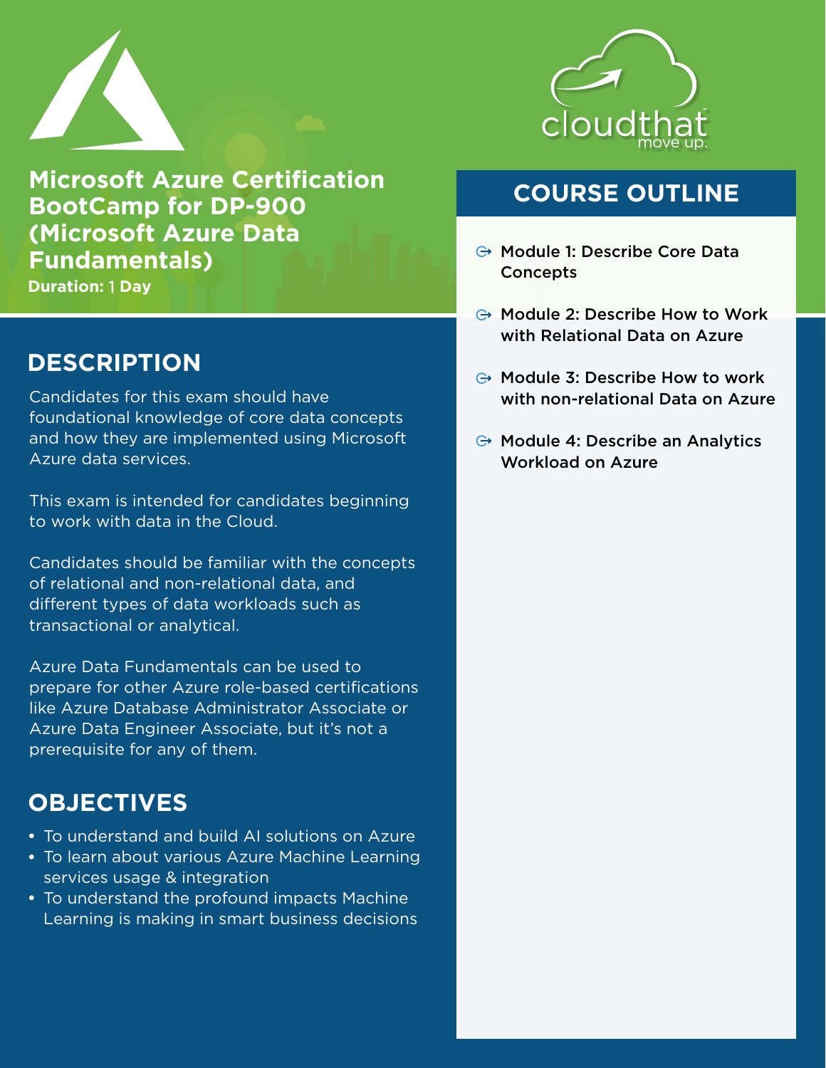# Microsoft Azure Certification BootCamp for DP-900 (Microsoft Azure Data Fundamentals)

**Duration:** 1 Day

## DESCRIPTION

Candidates for this exam should have foundational knowledge of core data concepts and how they are implemented using Microsoft Azure data services.

This exam is intended for candidates beginning to work with data in the Cloud.

Candidates should be familiar with the concepts of relational and non-relational data, and different types of data workloads such as transactional or analytical.

Azure Data Fundamentals can be used to prepare for other Azure role-based certifications like Azure Database Administrator Associate or Azure Data Engineer Associate, but it's not a prerequisite for any of them.

## OBJECTIVES

- To understand and build AI solutions on Azure
- To learn about various Azure Machine Learning services usage & integration
- To understand the profound impacts Machine Learning is making in smart business decisions

## COURSE OUTLINE

- Module 1: Describe Core Data Concepts
- Module 2: Describe How to Work with Relational Data on Azure
- Module 3: Describe How to work with non-relational Data on Azure
- Module 4: Describe an Analytics Workload on Azure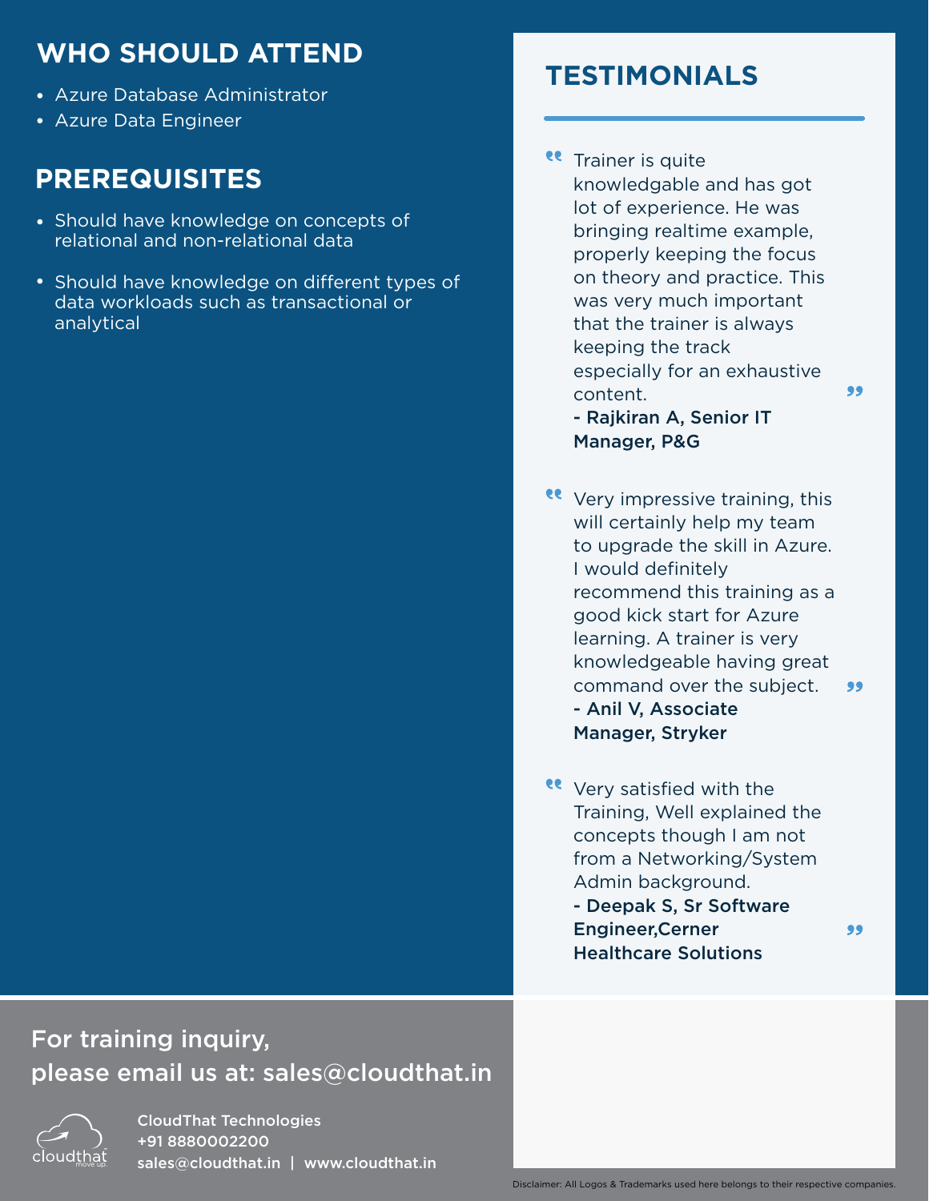## WHO SHOULD ATTEND

- Azure Database Administrator
- Azure Data Engineer

## PREREQUISITES

- Should have knowledge on concepts of relational and non-relational data
- Should have knowledge on different types of data workloads such as transactional or analytical

## TESTIMONIALS

"Trainer is quite knowledgable and has got lot of experience. He was bringing realtime example, properly keeping the focus on theory and practice. This was very much important that the trainer is always keeping the track especially for an exhaustive content."

**- Rajkiran A, Senior IT Manager, P&G**

"Very impressive training, this will certainly help my team to upgrade the skill in Azure. I would definitely recommend this training as a good kick start for Azure learning. A trainer is very knowledgeable having great command over the subject."

**- Anil V, Associate Manager, Stryker**

"Very satisfied with the Training, Well explained the concepts though I am not from a Networking/System Admin background."

**- Deepak S, Sr Software Engineer,Cerner Healthcare Solutions**

For training inquiry, please email us at: sales@cloudthat.in

CloudThat Technologies
+91 8880002200
sales@cloudthat.in | www.cloudthat.in

Disclaimer: All Logos & Trademarks used here belongs to their respective companies.